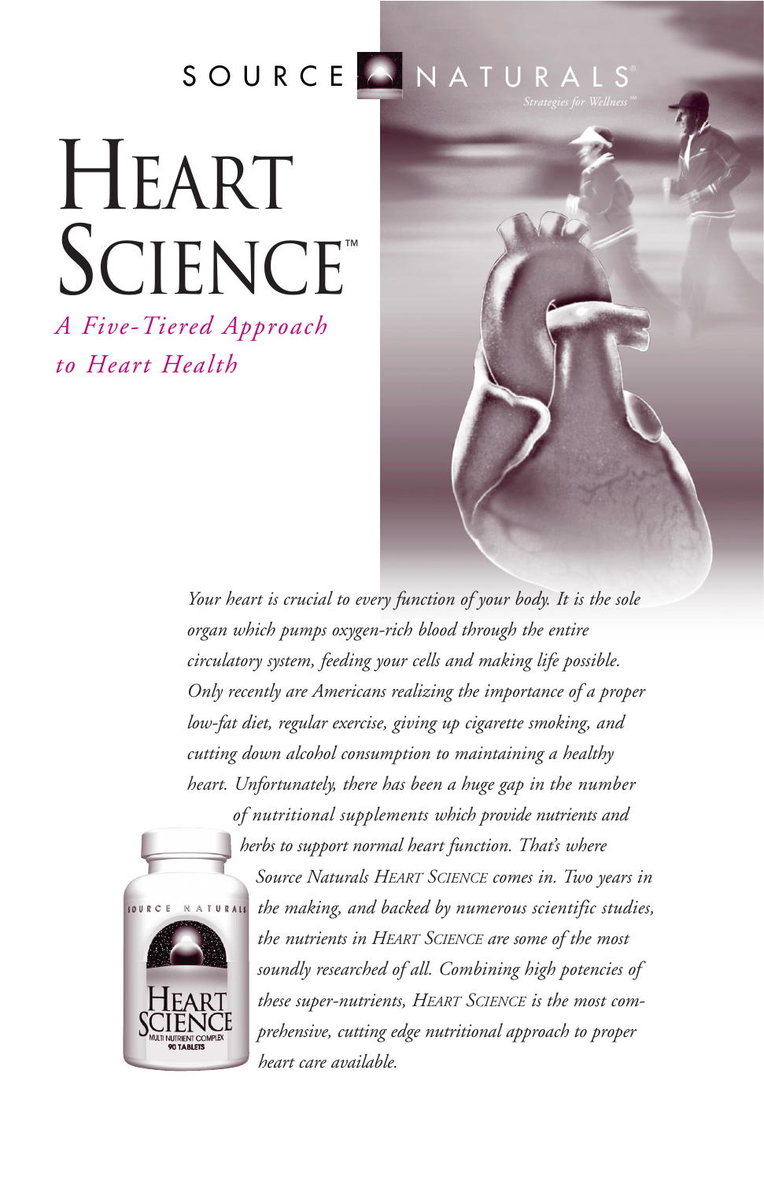SOURCE NATURALS®

*Strategies for Wellness℠*

# HEART SCIENCE™

*A Five-Tiered Approach to Heart Health*

*Your heart is crucial to every function of your body. It is the sole organ which pumps oxygen-rich blood through the entire circulatory system, feeding your cells and making life possible. Only recently are Americans realizing the importance of a proper low-fat diet, regular exercise, giving up cigarette smoking, and cutting down alcohol consumption to maintaining a healthy heart. Unfortunately, there has been a huge gap in the number of nutritional supplements which provide nutrients and herbs to support normal heart function. That's where Source Naturals HEART SCIENCE comes in. Two years in the making, and backed by numerous scientific studies, the nutrients in HEART SCIENCE are some of the most soundly researched of all. Combining high potencies of these super-nutrients, HEART SCIENCE is the most comprehensive, cutting edge nutritional approach to proper heart care available.*

SOURCE NATURALS

HEART SCIENCE

MULTI NUTRIENT COMPLEX

90 TABLETS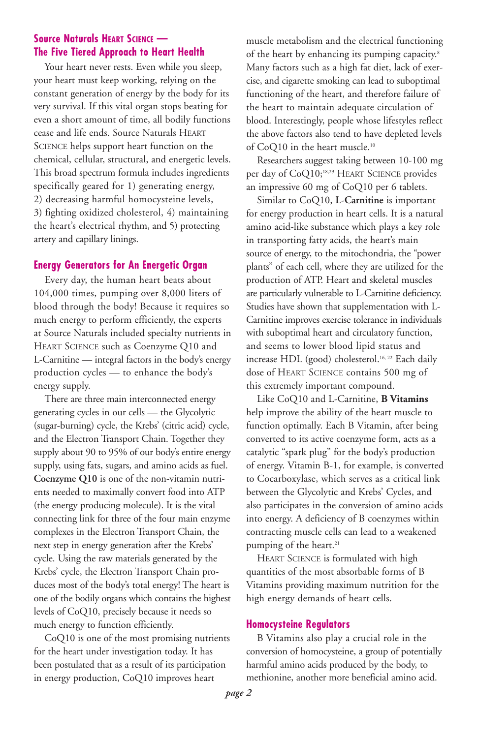## Source Naturals Heart Science — The Five Tiered Approach to Heart Health

Your heart never rests. Even while you sleep, your heart must keep working, relying on the constant generation of energy by the body for its very survival. If this vital organ stops beating for even a short amount of time, all bodily functions cease and life ends. Source Naturals Heart Science helps support heart function on the chemical, cellular, structural, and energetic levels. This broad spectrum formula includes ingredients specifically geared for 1) generating energy, 2) decreasing harmful homocysteine levels, 3) fighting oxidized cholesterol, 4) maintaining the heart's electrical rhythm, and 5) protecting artery and capillary linings.

### Energy Generators for An Energetic Organ

Every day, the human heart beats about 104,000 times, pumping over 8,000 liters of blood through the body! Because it requires so much energy to perform efficiently, the experts at Source Naturals included specialty nutrients in Heart Science such as Coenzyme Q10 and L-Carnitine — integral factors in the body's energy production cycles — to enhance the body's energy supply.

There are three main interconnected energy generating cycles in our cells — the Glycolytic (sugar-burning) cycle, the Krebs' (citric acid) cycle, and the Electron Transport Chain. Together they supply about 90 to 95% of our body's entire energy supply, using fats, sugars, and amino acids as fuel. **Coenzyme Q10** is one of the non-vitamin nutrients needed to maximally convert food into ATP (the energy producing molecule). It is the vital connecting link for three of the four main enzyme complexes in the Electron Transport Chain, the next step in energy generation after the Krebs' cycle. Using the raw materials generated by the Krebs' cycle, the Electron Transport Chain produces most of the body's total energy! The heart is one of the bodily organs which contains the highest levels of CoQ10, precisely because it needs so much energy to function efficiently.

CoQ10 is one of the most promising nutrients for the heart under investigation today. It has been postulated that as a result of its participation in energy production, CoQ10 improves heart muscle metabolism and the electrical functioning of the heart by enhancing its pumping capacity.[8] Many factors such as a high fat diet, lack of exercise, and cigarette smoking can lead to suboptimal functioning of the heart, and therefore failure of the heart to maintain adequate circulation of blood. Interestingly, people whose lifestyles reflect the above factors also tend to have depleted levels of CoQ10 in the heart muscle.[10]

Researchers suggest taking between 10-100 mg per day of CoQ10;[18,29] Heart Science provides an impressive 60 mg of CoQ10 per 6 tablets.

Similar to CoQ10, **L-Carnitine** is important for energy production in heart cells. It is a natural amino acid-like substance which plays a key role in transporting fatty acids, the heart's main source of energy, to the mitochondria, the "power plants" of each cell, where they are utilized for the production of ATP. Heart and skeletal muscles are particularly vulnerable to L-Carnitine deficiency. Studies have shown that supplementation with L-Carnitine improves exercise tolerance in individuals with suboptimal heart and circulatory function, and seems to lower blood lipid status and increase HDL (good) cholesterol.[16, 22] Each daily dose of Heart Science contains 500 mg of this extremely important compound.

Like CoQ10 and L-Carnitine, **B Vitamins** help improve the ability of the heart muscle to function optimally. Each B Vitamin, after being converted to its active coenzyme form, acts as a catalytic "spark plug" for the body's production of energy. Vitamin B-1, for example, is converted to Cocarboxylase, which serves as a critical link between the Glycolytic and Krebs' Cycles, and also participates in the conversion of amino acids into energy. A deficiency of B coenzymes within contracting muscle cells can lead to a weakened pumping of the heart.[21]

Heart Science is formulated with high quantities of the most absorbable forms of B Vitamins providing maximum nutrition for the high energy demands of heart cells.

### Homocysteine Regulators

B Vitamins also play a crucial role in the conversion of homocysteine, a group of potentially harmful amino acids produced by the body, to methionine, another more beneficial amino acid.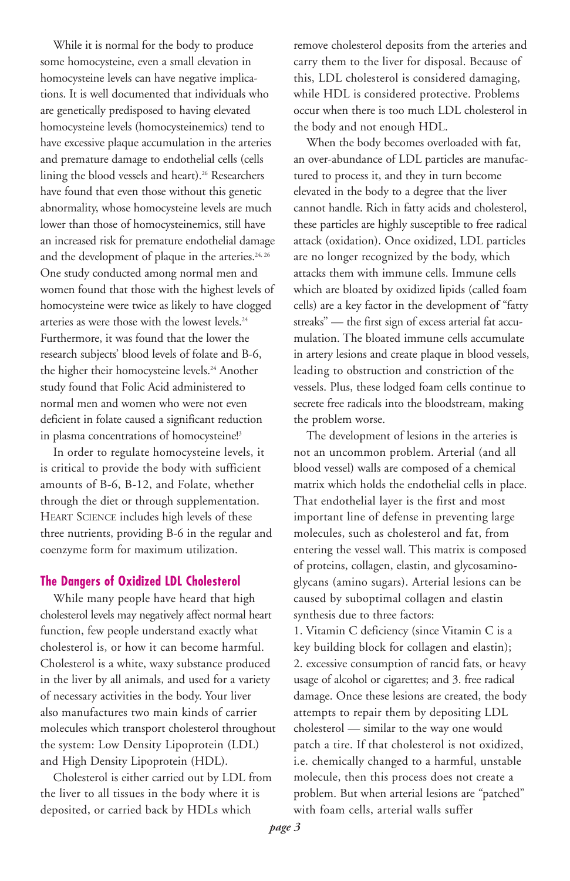While it is normal for the body to produce some homocysteine, even a small elevation in homocysteine levels can have negative implications. It is well documented that individuals who are genetically predisposed to having elevated homocysteine levels (homocysteinemics) tend to have excessive plaque accumulation in the arteries and premature damage to endothelial cells (cells lining the blood vessels and heart).[26] Researchers have found that even those without this genetic abnormality, whose homocysteine levels are much lower than those of homocysteinemics, still have an increased risk for premature endothelial damage and the development of plaque in the arteries.[24, 26] One study conducted among normal men and women found that those with the highest levels of homocysteine were twice as likely to have clogged arteries as were those with the lowest levels.[24] Furthermore, it was found that the lower the research subjects' blood levels of folate and B-6, the higher their homocysteine levels.[24] Another study found that Folic Acid administered to normal men and women who were not even deficient in folate caused a significant reduction in plasma concentrations of homocysteine![3]

In order to regulate homocysteine levels, it is critical to provide the body with sufficient amounts of B-6, B-12, and Folate, whether through the diet or through supplementation. HEART SCIENCE includes high levels of these three nutrients, providing B-6 in the regular and coenzyme form for maximum utilization.

## The Dangers of Oxidized LDL Cholesterol

While many people have heard that high cholesterol levels may negatively affect normal heart function, few people understand exactly what cholesterol is, or how it can become harmful. Cholesterol is a white, waxy substance produced in the liver by all animals, and used for a variety of necessary activities in the body. Your liver also manufactures two main kinds of carrier molecules which transport cholesterol throughout the system: Low Density Lipoprotein (LDL) and High Density Lipoprotein (HDL).

Cholesterol is either carried out by LDL from the liver to all tissues in the body where it is deposited, or carried back by HDLs which remove cholesterol deposits from the arteries and carry them to the liver for disposal. Because of this, LDL cholesterol is considered damaging, while HDL is considered protective. Problems occur when there is too much LDL cholesterol in the body and not enough HDL.

When the body becomes overloaded with fat, an over-abundance of LDL particles are manufactured to process it, and they in turn become elevated in the body to a degree that the liver cannot handle. Rich in fatty acids and cholesterol, these particles are highly susceptible to free radical attack (oxidation). Once oxidized, LDL particles are no longer recognized by the body, which attacks them with immune cells. Immune cells which are bloated by oxidized lipids (called foam cells) are a key factor in the development of "fatty streaks" — the first sign of excess arterial fat accumulation. The bloated immune cells accumulate in artery lesions and create plaque in blood vessels, leading to obstruction and constriction of the vessels. Plus, these lodged foam cells continue to secrete free radicals into the bloodstream, making the problem worse.

The development of lesions in the arteries is not an uncommon problem. Arterial (and all blood vessel) walls are composed of a chemical matrix which holds the endothelial cells in place. That endothelial layer is the first and most important line of defense in preventing large molecules, such as cholesterol and fat, from entering the vessel wall. This matrix is composed of proteins, collagen, elastin, and glycosaminoglycans (amino sugars). Arterial lesions can be caused by suboptimal collagen and elastin synthesis due to three factors:

1. Vitamin C deficiency (since Vitamin C is a key building block for collagen and elastin);
2. excessive consumption of rancid fats, or heavy usage of alcohol or cigarettes; and 3. free radical damage. Once these lesions are created, the body attempts to repair them by depositing LDL cholesterol — similar to the way one would patch a tire. If that cholesterol is not oxidized, i.e. chemically changed to a harmful, unstable molecule, then this process does not create a problem. But when arterial lesions are "patched" with foam cells, arterial walls suffer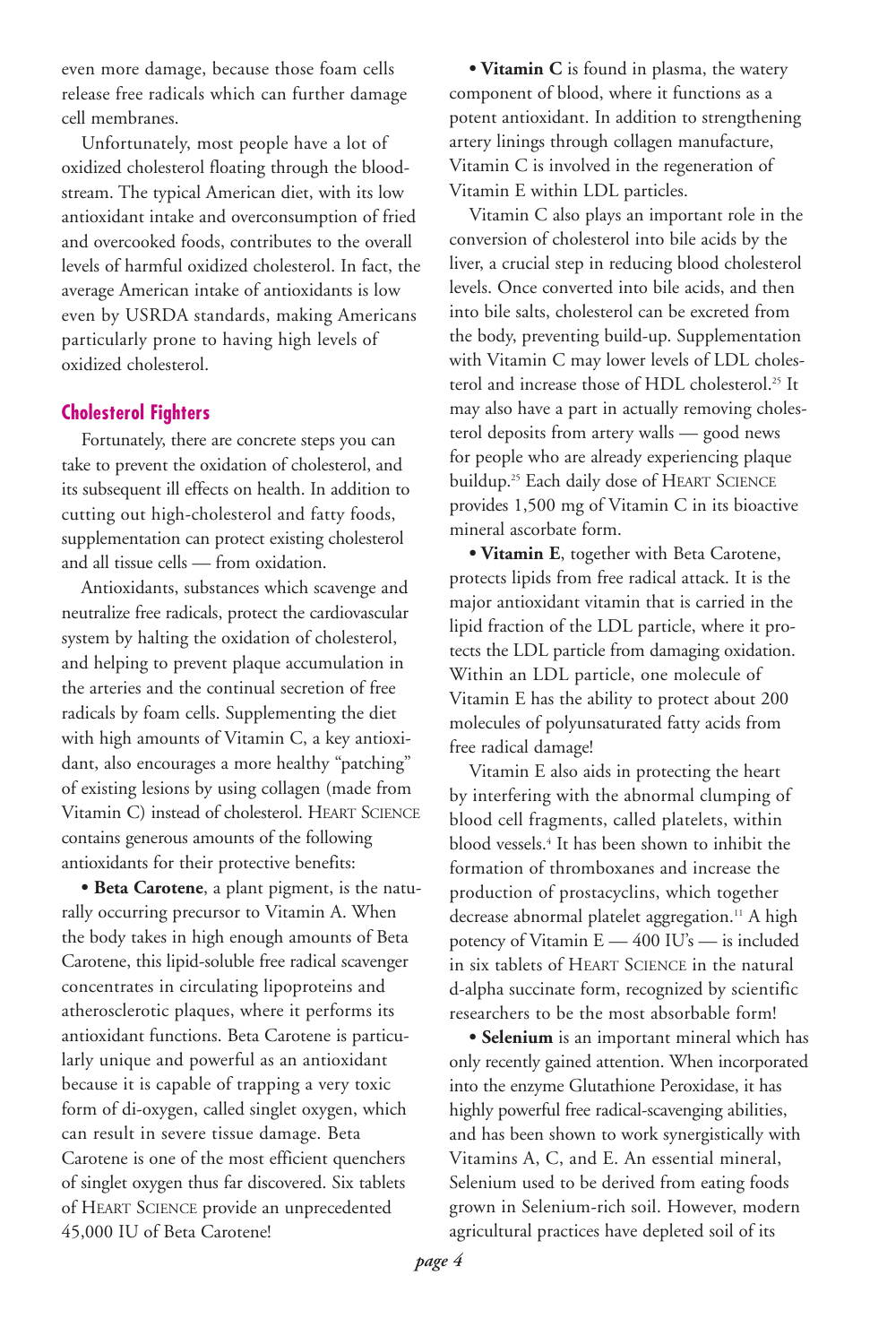even more damage, because those foam cells release free radicals which can further damage cell membranes.

Unfortunately, most people have a lot of oxidized cholesterol floating through the bloodstream. The typical American diet, with its low antioxidant intake and overconsumption of fried and overcooked foods, contributes to the overall levels of harmful oxidized cholesterol. In fact, the average American intake of antioxidants is low even by USRDA standards, making Americans particularly prone to having high levels of oxidized cholesterol.

## Cholesterol Fighters

Fortunately, there are concrete steps you can take to prevent the oxidation of cholesterol, and its subsequent ill effects on health. In addition to cutting out high-cholesterol and fatty foods, supplementation can protect existing cholesterol and all tissue cells — from oxidation.

Antioxidants, substances which scavenge and neutralize free radicals, protect the cardiovascular system by halting the oxidation of cholesterol, and helping to prevent plaque accumulation in the arteries and the continual secretion of free radicals by foam cells. Supplementing the diet with high amounts of Vitamin C, a key antioxidant, also encourages a more healthy "patching" of existing lesions by using collagen (made from Vitamin C) instead of cholesterol. Heart Science contains generous amounts of the following antioxidants for their protective benefits:

- **Beta Carotene**, a plant pigment, is the naturally occurring precursor to Vitamin A. When the body takes in high enough amounts of Beta Carotene, this lipid-soluble free radical scavenger concentrates in circulating lipoproteins and atherosclerotic plaques, where it performs its antioxidant functions. Beta Carotene is particularly unique and powerful as an antioxidant because it is capable of trapping a very toxic form of di-oxygen, called singlet oxygen, which can result in severe tissue damage. Beta Carotene is one of the most efficient quenchers of singlet oxygen thus far discovered. Six tablets of Heart Science provide an unprecedented 45,000 IU of Beta Carotene!

- **Vitamin C** is found in plasma, the watery component of blood, where it functions as a potent antioxidant. In addition to strengthening artery linings through collagen manufacture, Vitamin C is involved in the regeneration of Vitamin E within LDL particles.

  Vitamin C also plays an important role in the conversion of cholesterol into bile acids by the liver, a crucial step in reducing blood cholesterol levels. Once converted into bile acids, and then into bile salts, cholesterol can be excreted from the body, preventing build-up. Supplementation with Vitamin C may lower levels of LDL cholesterol and increase those of HDL cholesterol.[25] It may also have a part in actually removing cholesterol deposits from artery walls — good news for people who are already experiencing plaque buildup.[25] Each daily dose of Heart Science provides 1,500 mg of Vitamin C in its bioactive mineral ascorbate form.

- **Vitamin E**, together with Beta Carotene, protects lipids from free radical attack. It is the major antioxidant vitamin that is carried in the lipid fraction of the LDL particle, where it protects the LDL particle from damaging oxidation. Within an LDL particle, one molecule of Vitamin E has the ability to protect about 200 molecules of polyunsaturated fatty acids from free radical damage!

  Vitamin E also aids in protecting the heart by interfering with the abnormal clumping of blood cell fragments, called platelets, within blood vessels.[4] It has been shown to inhibit the formation of thromboxanes and increase the production of prostacyclins, which together decrease abnormal platelet aggregation.[11] A high potency of Vitamin E — 400 IU's — is included in six tablets of Heart Science in the natural d-alpha succinate form, recognized by scientific researchers to be the most absorbable form!

- **Selenium** is an important mineral which has only recently gained attention. When incorporated into the enzyme Glutathione Peroxidase, it has highly powerful free radical-scavenging abilities, and has been shown to work synergistically with Vitamins A, C, and E. An essential mineral, Selenium used to be derived from eating foods grown in Selenium-rich soil. However, modern agricultural practices have depleted soil of its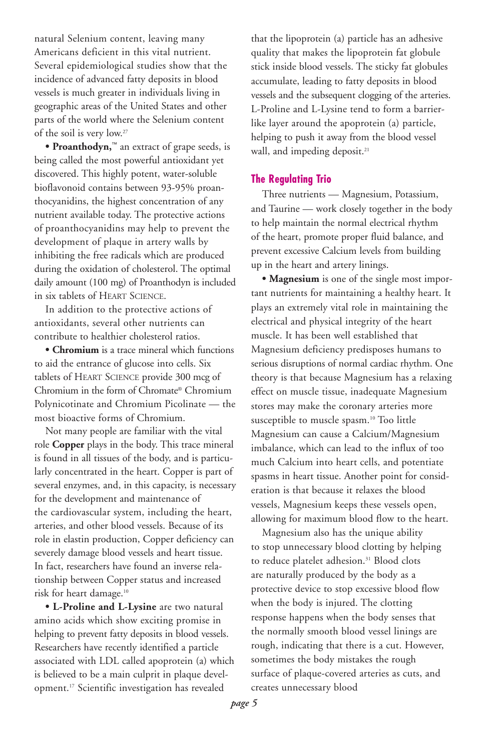natural Selenium content, leaving many Americans deficient in this vital nutrient. Several epidemiological studies show that the incidence of advanced fatty deposits in blood vessels is much greater in individuals living in geographic areas of the United States and other parts of the world where the Selenium content of the soil is very low.[27]

• **Proanthodyn,**™ an extract of grape seeds, is being called the most powerful antioxidant yet discovered. This highly potent, water-soluble bioflavonoid contains between 93-95% proanthocyanidins, the highest concentration of any nutrient available today. The protective actions of proanthocyanidins may help to prevent the development of plaque in artery walls by inhibiting the free radicals which are produced during the oxidation of cholesterol. The optimal daily amount (100 mg) of Proanthodyn is included in six tablets of HEART SCIENCE.

In addition to the protective actions of antioxidants, several other nutrients can contribute to healthier cholesterol ratios.

• **Chromium** is a trace mineral which functions to aid the entrance of glucose into cells. Six tablets of HEART SCIENCE provide 300 mcg of Chromium in the form of Chromate® Chromium Polynicotinate and Chromium Picolinate — the most bioactive forms of Chromium.

Not many people are familiar with the vital role **Copper** plays in the body. This trace mineral is found in all tissues of the body, and is particularly concentrated in the heart. Copper is part of several enzymes, and, in this capacity, is necessary for the development and maintenance of the cardiovascular system, including the heart, arteries, and other blood vessels. Because of its role in elastin production, Copper deficiency can severely damage blood vessels and heart tissue. In fact, researchers have found an inverse relationship between Copper status and increased risk for heart damage.[10]

• **L-Proline and L-Lysine** are two natural amino acids which show exciting promise in helping to prevent fatty deposits in blood vessels. Researchers have recently identified a particle associated with LDL called apoprotein (a) which is believed to be a main culprit in plaque development.[17] Scientific investigation has revealed that the lipoprotein (a) particle has an adhesive quality that makes the lipoprotein fat globule stick inside blood vessels. The sticky fat globules accumulate, leading to fatty deposits in blood vessels and the subsequent clogging of the arteries. L-Proline and L-Lysine tend to form a barrier-like layer around the apoprotein (a) particle, helping to push it away from the blood vessel wall, and impeding deposit.[21]

## The Regulating Trio

Three nutrients — Magnesium, Potassium, and Taurine — work closely together in the body to help maintain the normal electrical rhythm of the heart, promote proper fluid balance, and prevent excessive Calcium levels from building up in the heart and artery linings.

• **Magnesium** is one of the single most important nutrients for maintaining a healthy heart. It plays an extremely vital role in maintaining the electrical and physical integrity of the heart muscle. It has been well established that Magnesium deficiency predisposes humans to serious disruptions of normal cardiac rhythm. One theory is that because Magnesium has a relaxing effect on muscle tissue, inadequate Magnesium stores may make the coronary arteries more susceptible to muscle spasm.[10] Too little Magnesium can cause a Calcium/Magnesium imbalance, which can lead to the influx of too much Calcium into heart cells, and potentiate spasms in heart tissue. Another point for consideration is that because it relaxes the blood vessels, Magnesium keeps these vessels open, allowing for maximum blood flow to the heart.

Magnesium also has the unique ability to stop unnecessary blood clotting by helping to reduce platelet adhesion.[31] Blood clots are naturally produced by the body as a protective device to stop excessive blood flow when the body is injured. The clotting response happens when the body senses that the normally smooth blood vessel linings are rough, indicating that there is a cut. However, sometimes the body mistakes the rough surface of plaque-covered arteries as cuts, and creates unnecessary blood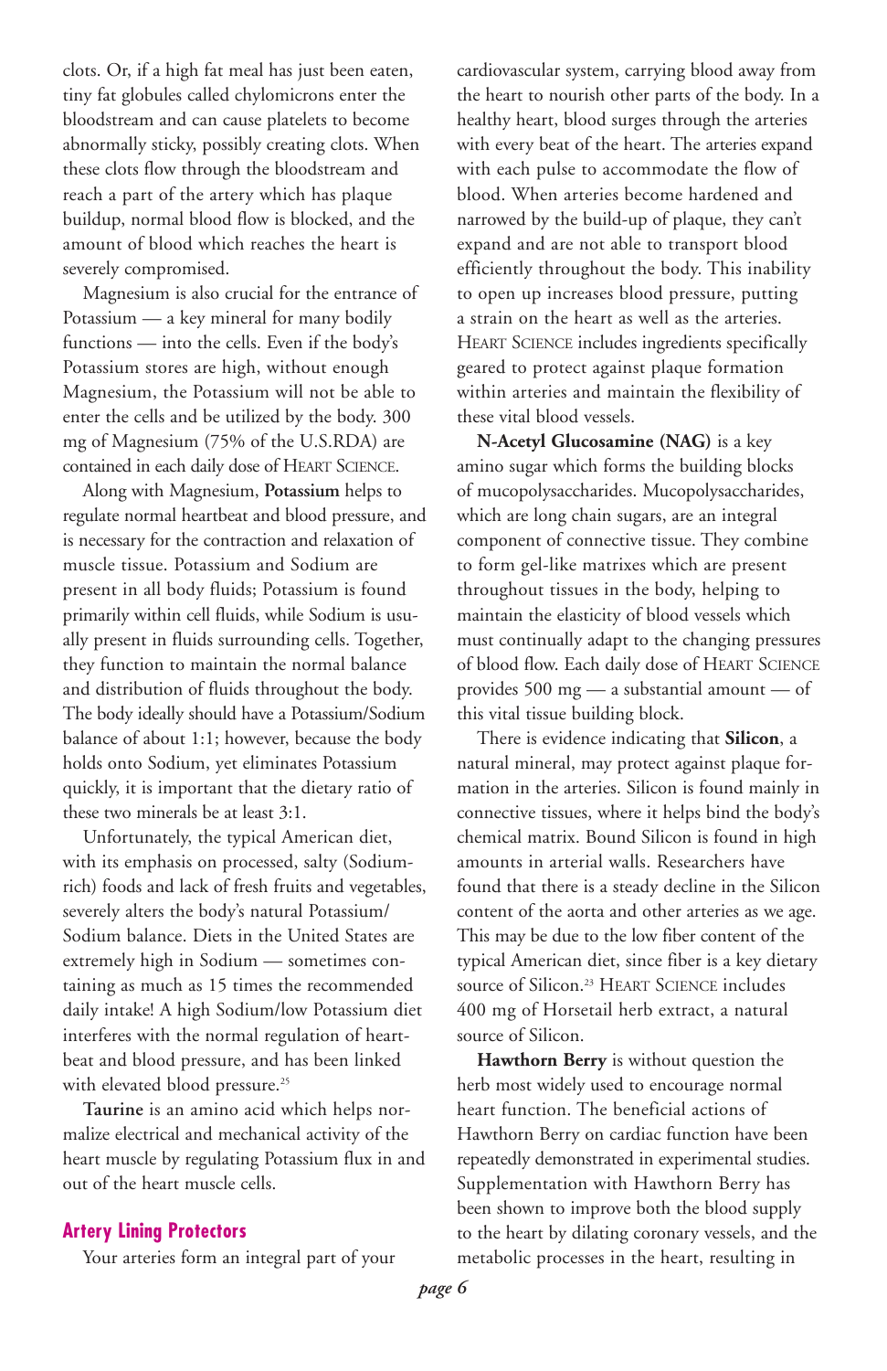clots. Or, if a high fat meal has just been eaten, tiny fat globules called chylomicrons enter the bloodstream and can cause platelets to become abnormally sticky, possibly creating clots. When these clots flow through the bloodstream and reach a part of the artery which has plaque buildup, normal blood flow is blocked, and the amount of blood which reaches the heart is severely compromised.

Magnesium is also crucial for the entrance of Potassium — a key mineral for many bodily functions — into the cells. Even if the body's Potassium stores are high, without enough Magnesium, the Potassium will not be able to enter the cells and be utilized by the body. 300 mg of Magnesium (75% of the U.S.RDA) are contained in each daily dose of HEART SCIENCE.

Along with Magnesium, **Potassium** helps to regulate normal heartbeat and blood pressure, and is necessary for the contraction and relaxation of muscle tissue. Potassium and Sodium are present in all body fluids; Potassium is found primarily within cell fluids, while Sodium is usually present in fluids surrounding cells. Together, they function to maintain the normal balance and distribution of fluids throughout the body. The body ideally should have a Potassium/Sodium balance of about 1:1; however, because the body holds onto Sodium, yet eliminates Potassium quickly, it is important that the dietary ratio of these two minerals be at least 3:1.

Unfortunately, the typical American diet, with its emphasis on processed, salty (Sodium-rich) foods and lack of fresh fruits and vegetables, severely alters the body's natural Potassium/Sodium balance. Diets in the United States are extremely high in Sodium — sometimes containing as much as 15 times the recommended daily intake! A high Sodium/low Potassium diet interferes with the normal regulation of heartbeat and blood pressure, and has been linked with elevated blood pressure.[25]

**Taurine** is an amino acid which helps normalize electrical and mechanical activity of the heart muscle by regulating Potassium flux in and out of the heart muscle cells.

## Artery Lining Protectors

Your arteries form an integral part of your cardiovascular system, carrying blood away from the heart to nourish other parts of the body. In a healthy heart, blood surges through the arteries with every beat of the heart. The arteries expand with each pulse to accommodate the flow of blood. When arteries become hardened and narrowed by the build-up of plaque, they can't expand and are not able to transport blood efficiently throughout the body. This inability to open up increases blood pressure, putting a strain on the heart as well as the arteries. HEART SCIENCE includes ingredients specifically geared to protect against plaque formation within arteries and maintain the flexibility of these vital blood vessels.

**N-Acetyl Glucosamine (NAG)** is a key amino sugar which forms the building blocks of mucopolysaccharides. Mucopolysaccharides, which are long chain sugars, are an integral component of connective tissue. They combine to form gel-like matrixes which are present throughout tissues in the body, helping to maintain the elasticity of blood vessels which must continually adapt to the changing pressures of blood flow. Each daily dose of HEART SCIENCE provides 500 mg — a substantial amount — of this vital tissue building block.

There is evidence indicating that **Silicon**, a natural mineral, may protect against plaque formation in the arteries. Silicon is found mainly in connective tissues, where it helps bind the body's chemical matrix. Bound Silicon is found in high amounts in arterial walls. Researchers have found that there is a steady decline in the Silicon content of the aorta and other arteries as we age. This may be due to the low fiber content of the typical American diet, since fiber is a key dietary source of Silicon.[23] HEART SCIENCE includes 400 mg of Horsetail herb extract, a natural source of Silicon.

**Hawthorn Berry** is without question the herb most widely used to encourage normal heart function. The beneficial actions of Hawthorn Berry on cardiac function have been repeatedly demonstrated in experimental studies. Supplementation with Hawthorn Berry has been shown to improve both the blood supply to the heart by dilating coronary vessels, and the metabolic processes in the heart, resulting in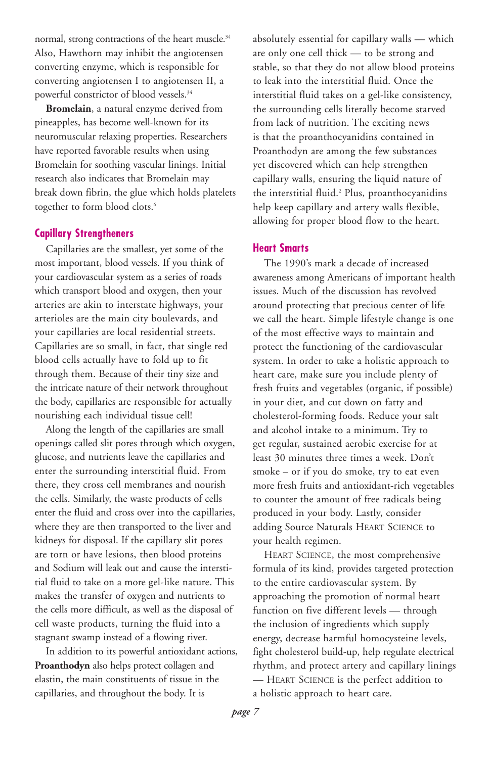normal, strong contractions of the heart muscle.[34] Also, Hawthorn may inhibit the angiotensen converting enzyme, which is responsible for converting angiotensen I to angiotensen II, a powerful constrictor of blood vessels.[34]

**Bromelain**, a natural enzyme derived from pineapples, has become well-known for its neuromuscular relaxing properties. Researchers have reported favorable results when using Bromelain for soothing vascular linings. Initial research also indicates that Bromelain may break down fibrin, the glue which holds platelets together to form blood clots.[6]

## Capillary Strengtheners

Capillaries are the smallest, yet some of the most important, blood vessels. If you think of your cardiovascular system as a series of roads which transport blood and oxygen, then your arteries are akin to interstate highways, your arterioles are the main city boulevards, and your capillaries are local residential streets. Capillaries are so small, in fact, that single red blood cells actually have to fold up to fit through them. Because of their tiny size and the intricate nature of their network throughout the body, capillaries are responsible for actually nourishing each individual tissue cell!

Along the length of the capillaries are small openings called slit pores through which oxygen, glucose, and nutrients leave the capillaries and enter the surrounding interstitial fluid. From there, they cross cell membranes and nourish the cells. Similarly, the waste products of cells enter the fluid and cross over into the capillaries, where they are then transported to the liver and kidneys for disposal. If the capillary slit pores are torn or have lesions, then blood proteins and Sodium will leak out and cause the interstitial fluid to take on a more gel-like nature. This makes the transfer of oxygen and nutrients to the cells more difficult, as well as the disposal of cell waste products, turning the fluid into a stagnant swamp instead of a flowing river.

In addition to its powerful antioxidant actions, **Proanthodyn** also helps protect collagen and elastin, the main constituents of tissue in the capillaries, and throughout the body. It is absolutely essential for capillary walls — which are only one cell thick — to be strong and stable, so that they do not allow blood proteins to leak into the interstitial fluid. Once the interstitial fluid takes on a gel-like consistency, the surrounding cells literally become starved from lack of nutrition. The exciting news is that the proanthocyanidins contained in Proanthodyn are among the few substances yet discovered which can help strengthen capillary walls, ensuring the liquid nature of the interstitial fluid.[2] Plus, proanthocyanidins help keep capillary and artery walls flexible, allowing for proper blood flow to the heart.

## Heart Smarts

The 1990's mark a decade of increased awareness among Americans of important health issues. Much of the discussion has revolved around protecting that precious center of life we call the heart. Simple lifestyle change is one of the most effective ways to maintain and protect the functioning of the cardiovascular system. In order to take a holistic approach to heart care, make sure you include plenty of fresh fruits and vegetables (organic, if possible) in your diet, and cut down on fatty and cholesterol-forming foods. Reduce your salt and alcohol intake to a minimum. Try to get regular, sustained aerobic exercise for at least 30 minutes three times a week. Don't smoke – or if you do smoke, try to eat even more fresh fruits and antioxidant-rich vegetables to counter the amount of free radicals being produced in your body. Lastly, consider adding Source Naturals HEART SCIENCE to your health regimen.

HEART SCIENCE, the most comprehensive formula of its kind, provides targeted protection to the entire cardiovascular system. By approaching the promotion of normal heart function on five different levels — through the inclusion of ingredients which supply energy, decrease harmful homocysteine levels, fight cholesterol build-up, help regulate electrical rhythm, and protect artery and capillary linings — HEART SCIENCE is the perfect addition to a holistic approach to heart care.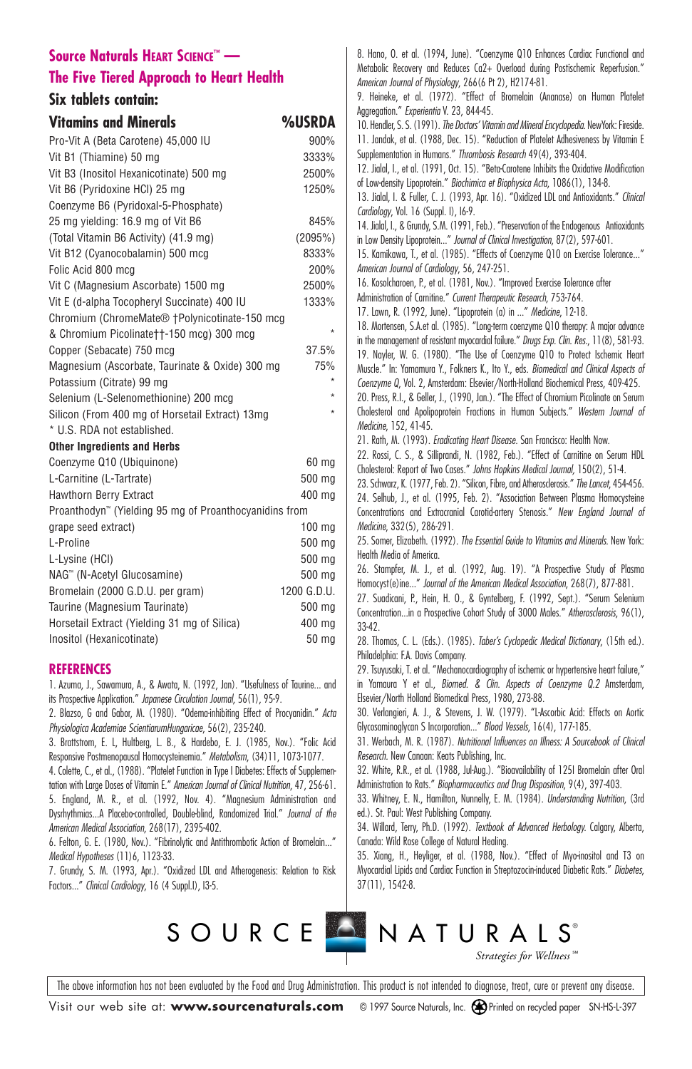## Source Naturals Heart Science™ — The Five Tiered Approach to Heart Health

### Six tablets contain:

| Vitamins and Minerals | %USRDA |
|---|---|
| Pro-Vit A (Beta Carotene) 45,000 IU | 900% |
| Vit B1 (Thiamine) 50 mg | 3333% |
| Vit B3 (Inositol Hexanicotinate) 500 mg | 2500% |
| Vit B6 (Pyridoxine HCl) 25 mg | 1250% |
| Coenzyme B6 (Pyridoxal-5-Phosphate) | |
| 25 mg yielding: 16.9 mg of Vit B6 | 845% |
| (Total Vitamin B6 Activity) (41.9 mg) | (2095%) |
| Vit B12 (Cyanocobalamin) 500 mcg | 8333% |
| Folic Acid 800 mcg | 200% |
| Vit C (Magnesium Ascorbate) 1500 mg | 2500% |
| Vit E (d-alpha Tocopheryl Succinate) 400 IU | 1333% |
| Chromium (ChromeMate® †Polynicotinate-150 mcg | |
| & Chromium Picolinate††-150 mcg) 300 mcg | * |
| Copper (Sebacate) 750 mcg | 37.5% |
| Magnesium (Ascorbate, Taurinate & Oxide) 300 mg | 75% |
| Potassium (Citrate) 99 mg | * |
| Selenium (L-Selenomethionine) 200 mcg | * |
| Silicon (From 400 mg of Horsetail Extract) 13mg | * |

\* U.S. RDA not established.

| Other Ingredients and Herbs | |
|---|---|
| Coenzyme Q10 (Ubiquinone) | 60 mg |
| L-Carnitine (L-Tartrate) | 500 mg |
| Hawthorn Berry Extract | 400 mg |
| Proanthodyn™ (Yielding 95 mg of Proanthocyanidins from grape seed extract) | 100 mg |
| L-Proline | 500 mg |
| L-Lysine (HCl) | 500 mg |
| NAG™ (N-Acetyl Glucosamine) | 500 mg |
| Bromelain (2000 G.D.U. per gram) | 1200 G.D.U. |
| Taurine (Magnesium Taurinate) | 500 mg |
| Horsetail Extract (Yielding 31 mg of Silica) | 400 mg |
| Inositol (Hexanicotinate) | 50 mg |

## REFERENCES

1. Azuma, J., Sawamura, A., & Awata, N. (1992, Jan). "Usefulness of Taurine... and its Prospective Application." *Japanese Circulation Journal,* 56(1), 95-9.
2. Blazso, G and Gabor, M. (1980). "Odema-inhibiting Effect of Procyanidin." *Acta Physiologica Academiae ScientiarumHungaricae,* 56(2), 235-240.
3. Brattstrom, E. L, Hultberg, L. B., & Hardebo, E. J. (1985, Nov.). "Folic Acid Responsive Postmenopausal Homocysteinemia." *Metabolism,* (34)11, 1073-1077.
4. Colette, C., et al., (1988). "Platelet Function in Type I Diabetes: Effects of Supplementation with Large Doses of Vitamin E." *American Journal of Clinical Nutrition,* 47, 256-61.
5. England, M. R., et al. (1992, Nov. 4). "Magnesium Administration and Dysrhythmias...A Placebo-controlled, Double-blind, Randomized Trial." *Journal of the American Medical Association,* 268(17), 2395-402.
6. Felton, G. E. (1980, Nov.). "Fibrinolytic and Antithrombotic Action of Bromelain..." *Medical Hypotheses* (11)6, 1123-33.
7. Grundy, S. M. (1993, Apr.). "Oxidized LDL and Atherogenesis: Relation to Risk Factors..." *Clinical Cardiology,* 16 (4 Suppl.I), I3-5.
8. Hano, O. et al. (1994, June). "Coenzyme Q10 Enhances Cardiac Functional and Metabolic Recovery and Reduces Ca2+ Overload during Postischemic Reperfusion." *American Journal of Physiology,* 266(6 Pt 2), H2174-81.
9. Heineke, et al. (1972). "Effect of Bromelain (Ananase) on Human Platelet Aggregation." *Experientia* V. 23, 844-45.
10. Hendler, S. S. (1991). *The Doctors' Vitamin and Mineral Encyclopedia.* NewYork: Fireside.
11. Jandak, et al. (1988, Dec. 15). "Reduction of Platelet Adhesiveness by Vitamin E Supplementation in Humans." *Thrombosis Research* 49(4), 393-404.
12. Jialal, I., et al. (1991, Oct. 15). "Beta-Carotene Inhibits the Oxidative Modification of Low-density Lipoprotein." *Biochimica et Biophysica Acta,* 1086(1), 134-8.
13. Jialal, I. & Fuller, C. J. (1993, Apr. 16). "Oxidized LDL and Antioxidants." *Clinical Cardiology,* Vol. 16 (Suppl. I), I6-9.
14. Jialal, I., & Grundy, S.M. (1991, Feb.). "Preservation of the Endogenous Antioxidants in Low Density Lipoprotein..." *Journal of Clinical Investigation,* 87(2), 597-601.
15. Kamikawa, T., et al. (1985). "Effects of Coenzyme Q10 on Exercise Tolerance..." *American Journal of Cardiology,* 56, 247-251.
16. Kosolcharoen, P., et al. (1981, Nov.). "Improved Exercise Tolerance after Administration of Carnitine." *Current Therapeutic Research,* 753-764.
17. Lawn, R. (1992, June). "Lipoprotein (a) in ..." *Medicine,* 12-18.
18. Mortensen, S.A.et al. (1985). "Long-term coenzyme Q10 therapy: A major advance in the management of resistant myocardial failure." *Drugs Exp. Clin. Res.,* 11(8), 581-93.
19. Nayler, W. G. (1980). "The Use of Coenzyme Q10 to Protect Ischemic Heart Muscle." In: Yamamura Y., Folkners K., Ito Y., eds. *Biomedical and Clinical Aspects of Coenzyme Q,* Vol. 2, Amsterdam: Elsevier/North-Holland Biochemical Press, 409-425.
20. Press, R.I., & Geller, J., (1990, Jan.). "The Effect of Chromium Picolinate on Serum Cholesterol and Apolipoprotein Fractions in Human Subjects." *Western Journal of Medicine,* 152, 41-45.
21. Rath, M. (1993). *Eradicating Heart Disease.* San Francisco: Health Now.
22. Rossi, C. S., & Silliprandi, N. (1982, Feb.). "Effect of Carnitine on Serum HDL Cholesterol: Report of Two Cases." *Johns Hopkins Medical Journal,* 150(2), 51-4.
23. Schwarz, K. (1977, Feb. 2). "Silicon, Fibre, and Atherosclerosis." *The Lancet,* 454-456.
24. Selhub, J., et al. (1995, Feb. 2). "Association Between Plasma Homocysteine Concentrations and Extracranial Carotid-artery Stenosis." *New England Journal of Medicine,* 332(5), 286-291.
25. Somer, Elizabeth. (1992). *The Essential Guide to Vitamins and Minerals.* New York: Health Media of America.
26. Stampfer, M. J., et al. (1992, Aug. 19). "A Prospective Study of Plasma Homocyst(e)ine..." *Journal of the American Medical Association,* 268(7), 877-881.
27. Suadicani, P., Hein, H. O., & Gyntelberg, F. (1992, Sept.). "Serum Selenium Concentration...in a Prospective Cohort Study of 3000 Males." *Atherosclerosis,* 96(1), 33-42.
28. Thomas, C. L. (Eds.). (1985). *Taber's Cyclopedic Medical Dictionary,* (15th ed.). Philadelphia: F.A. Davis Company.
29. Tsuyusaki, T. et al. "Mechanocardiography of ischemic or hypertensive heart failure," in Yamaura Y et al., *Biomed. & Clin. Aspects of Coenzyme Q.2* Amsterdam, Elsevier/North Holland Biomedical Press, 1980, 273-88.
30. Verlangieri, A. J., & Stevens, J. W. (1979). "L-Ascorbic Acid: Effects on Aortic Glycosaminoglycan S Incorporation..." *Blood Vessels,* 16(4), 177-185.
31. Werbach, M. R. (1987). *Nutritional Influences on Illness: A Sourcebook of Clinical Research.* New Canaan: Keats Publishing, Inc.
32. White, R.R., et al. (1988, Jul-Aug.). "Bioavailability of 125I Bromelain after Oral Administration to Rats." *Biopharmaceutics and Drug Disposition,* 9(4), 397-403.
33. Whitney, E. N., Hamilton, Nunnelly, E. M. (1984). *Understanding Nutrition,* (3rd ed.). St. Paul: West Publishing Company.
34. Willard, Terry, Ph.D. (1992). *Textbook of Advanced Herbology.* Calgary, Alberta, Canada: Wild Rose College of Natural Healing.
35. Xiang, H., Heyliger, et al. (1988, Nov.). "Effect of Myo-inositol and T3 on Myocardial Lipids and Cardiac Function in Streptozocin-induced Diabetic Rats." *Diabetes,* 37(11), 1542-8.

SOURCE NATURALS®
*Strategies for Wellness℠*

The above information has not been evaluated by the Food and Drug Administration. This product is not intended to diagnose, treat, cure or prevent any disease.

Visit our web site at: **www.sourcenaturals.com** © 1997 Source Naturals, Inc. Printed on recycled paper SN-HS-L-397